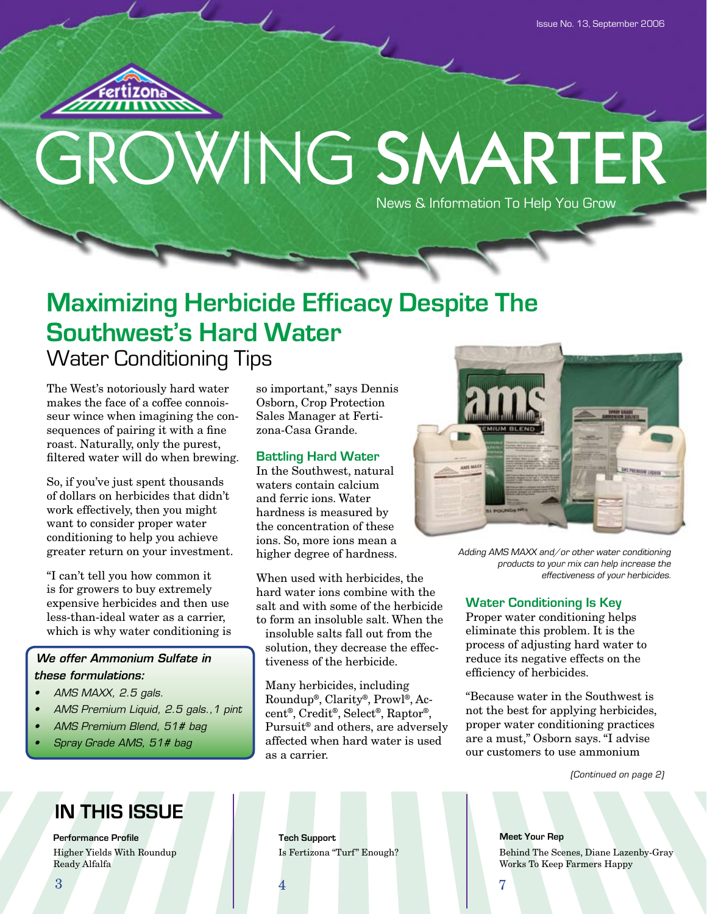Issue No. 13, September 2006

Fertizona

# GROWING SMARTER

News & Information To Help You Grow

## Maximizing Herbicide Efficacy Despite The Southwest's Hard Water

### Water Conditioning Tips

The West's notoriously hard water makes the face of a coffee connoisseur wince when imagining the consequences of pairing it with a fine roast. Naturally, only the purest, filtered water will do when brewing.

So, if you've just spent thousands of dollars on herbicides that didn't work effectively, then you might want to consider proper water conditioning to help you achieve greater return on your investment.

"I can't tell you how common it is for growers to buy extremely expensive herbicides and then use less-than-ideal water as a carrier, which is why water conditioning is so important," says Dennis Osborn, Crop Protection Sales Manager at Fertizona-Casa Grande.

**_We offer Ammonium Sulfate in these formulations:_**

- *AMS MAXX, 2.5 gals.*
- *AMS Premium Liquid, 2.5 gals.,1 pint*
- *AMS Premium Blend, 51# bag*
- *Spray Grade AMS, 51# bag*

### Battling Hard Water

In the Southwest, natural waters contain calcium and ferric ions. Water hardness is measured by the concentration of these ions. So, more ions mean a higher degree of hardness.

When used with herbicides, the hard water ions combine with the salt and with some of the herbicide to form an insoluble salt. When the insoluble salts fall out from the solution, they decrease the effectiveness of the herbicide.

Many herbicides, including Roundup®, Clarity®, Prowl®, Accent®, Credit®, Select®, Raptor®, Pursuit® and others, are adversely affected when hard water is used as a carrier.

*Adding AMS MAXX and/or other water conditioning products to your mix can help increase the effectiveness of your herbicides.*

### Water Conditioning Is Key

Proper water conditioning helps eliminate this problem. It is the process of adjusting hard water to reduce its negative effects on the efficiency of herbicides.

"Because water in the Southwest is not the best for applying herbicides, proper water conditioning practices are a must," Osborn says. "I advise our customers to use ammonium

*(Continued on page 2)*

## IN THIS ISSUE

**Performance Profile**
Higher Yields With Roundup Ready Alfalfa
3

**Tech Support**
Is Fertizona "Turf" Enough?
4

**Meet Your Rep**
Behind The Scenes, Diane Lazenby-Gray Works To Keep Farmers Happy
7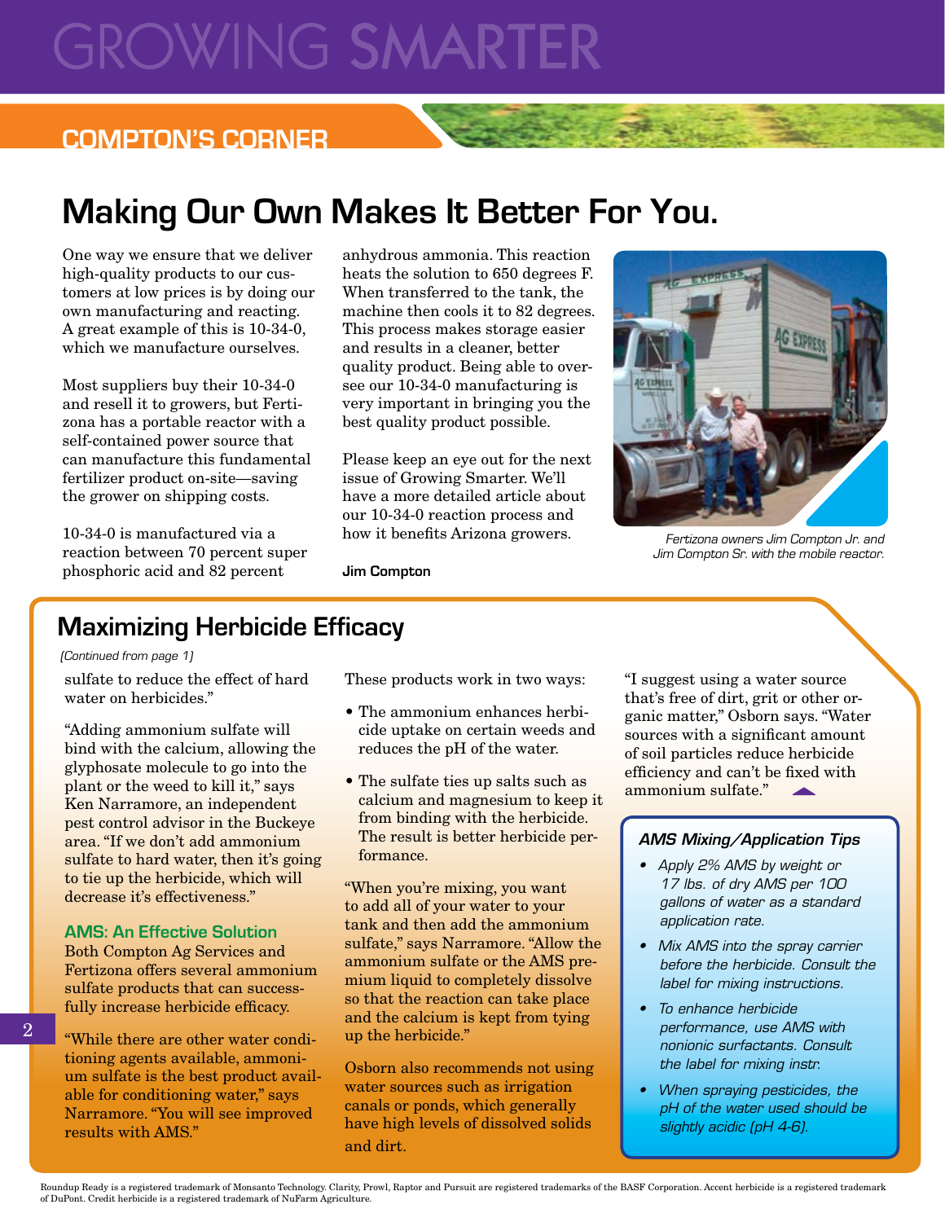# GROWING SMARTER

## COMPTON'S CORNER

# Making Our Own Makes It Better For You.

One way we ensure that we deliver high-quality products to our customers at low prices is by doing our own manufacturing and reacting. A great example of this is 10-34-0, which we manufacture ourselves.

Most suppliers buy their 10-34-0 and resell it to growers, but Fertizona has a portable reactor with a self-contained power source that can manufacture this fundamental fertilizer product on-site—saving the grower on shipping costs.

10-34-0 is manufactured via a reaction between 70 percent super phosphoric acid and 82 percent anhydrous ammonia. This reaction heats the solution to 650 degrees F. When transferred to the tank, the machine then cools it to 82 degrees. This process makes storage easier and results in a cleaner, better quality product. Being able to oversee our 10-34-0 manufacturing is very important in bringing you the best quality product possible.

Please keep an eye out for the next issue of Growing Smarter. We'll have a more detailed article about our 10-34-0 reaction process and how it benefits Arizona growers.

**Jim Compton**

*Fertizona owners Jim Compton Jr. and Jim Compton Sr. with the mobile reactor.*

## Maximizing Herbicide Efficacy

*(Continued from page 1)*

sulfate to reduce the effect of hard water on herbicides."

"Adding ammonium sulfate will bind with the calcium, allowing the glyphosate molecule to go into the plant or the weed to kill it," says Ken Narramore, an independent pest control advisor in the Buckeye area. "If we don't add ammonium sulfate to hard water, then it's going to tie up the herbicide, which will decrease it's effectiveness."

### AMS: An Effective Solution

Both Compton Ag Services and Fertizona offers several ammonium sulfate products that can successfully increase herbicide efficacy.

"While there are other water conditioning agents available, ammonium sulfate is the best product available for conditioning water," says Narramore. "You will see improved results with AMS."

These products work in two ways:

- The ammonium enhances herbicide uptake on certain weeds and reduces the pH of the water.
- The sulfate ties up salts such as calcium and magnesium to keep it from binding with the herbicide. The result is better herbicide performance.

"When you're mixing, you want to add all of your water to your tank and then add the ammonium sulfate," says Narramore. "Allow the ammonium sulfate or the AMS premium liquid to completely dissolve so that the reaction can take place and the calcium is kept from tying up the herbicide."

Osborn also recommends not using water sources such as irrigation canals or ponds, which generally have high levels of dissolved solids and dirt.

"I suggest using a water source that's free of dirt, grit or other organic matter," Osborn says. "Water sources with a significant amount of soil particles reduce herbicide efficiency and can't be fixed with ammonium sulfate."

### *AMS Mixing/Application Tips*

- *Apply 2% AMS by weight or 17 lbs. of dry AMS per 100 gallons of water as a standard application rate.*
- *Mix AMS into the spray carrier before the herbicide. Consult the label for mixing instructions.*
- *To enhance herbicide performance, use AMS with nonionic surfactants. Consult the label for mixing instr.*
- *When spraying pesticides, the pH of the water used should be slightly acidic (pH 4-6).*

Roundup Ready is a registered trademark of Monsanto Technology. Clarity, Prowl, Raptor and Pursuit are registered trademarks of the BASF Corporation. Accent herbicide is a registered trademark of DuPont. Credit herbicide is a registered trademark of NuFarm Agriculture.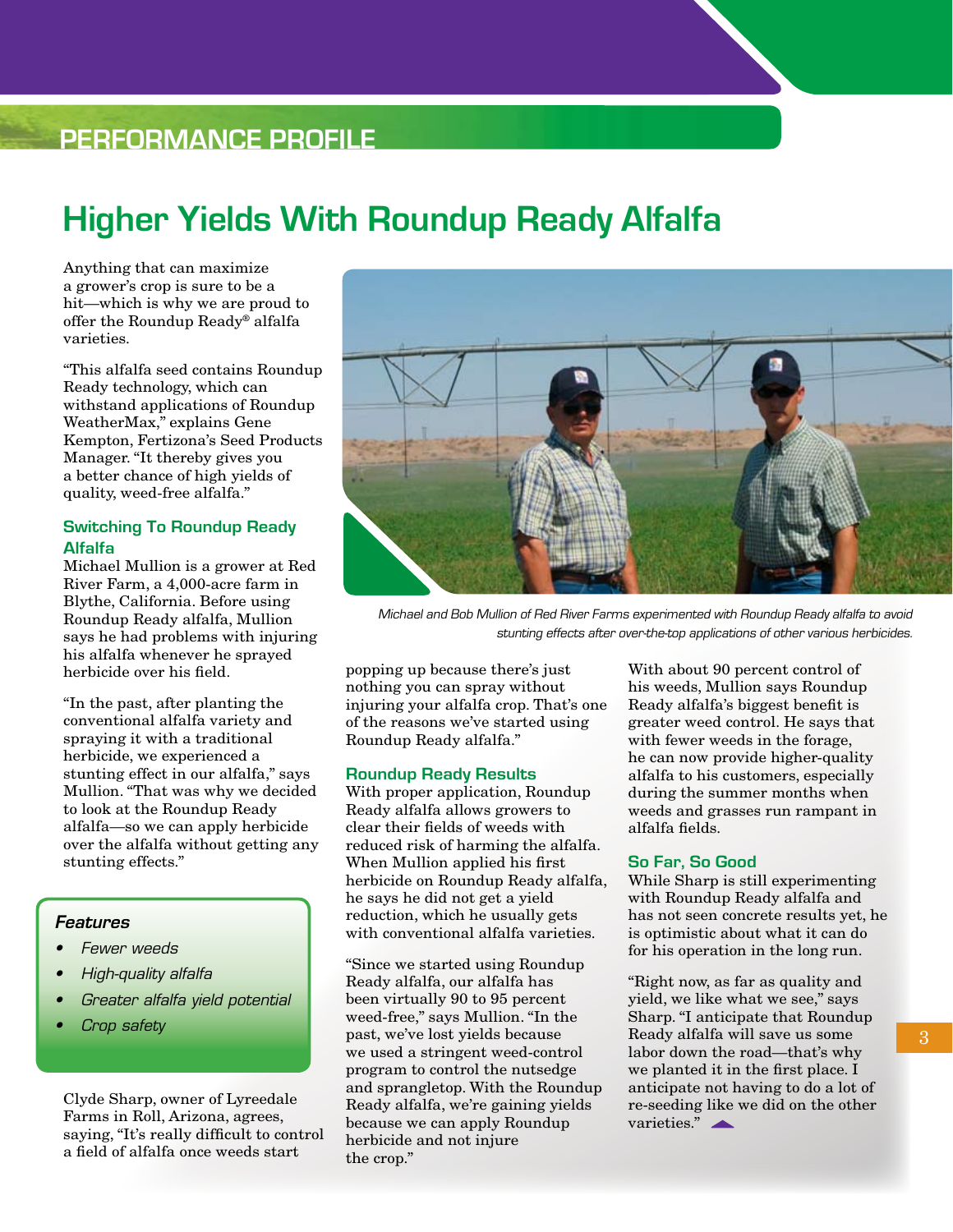## PERFORMANCE PROFILE

# Higher Yields With Roundup Ready Alfalfa

Anything that can maximize a grower's crop is sure to be a hit—which is why we are proud to offer the Roundup Ready® alfalfa varieties.

"This alfalfa seed contains Roundup Ready technology, which can withstand applications of Roundup WeatherMax," explains Gene Kempton, Fertizona's Seed Products Manager. "It thereby gives you a better chance of high yields of quality, weed-free alfalfa."

### Switching To Roundup Ready Alfalfa

Michael Mullion is a grower at Red River Farm, a 4,000-acre farm in Blythe, California. Before using Roundup Ready alfalfa, Mullion says he had problems with injuring his alfalfa whenever he sprayed herbicide over his field.

"In the past, after planting the conventional alfalfa variety and spraying it with a traditional herbicide, we experienced a stunting effect in our alfalfa," says Mullion. "That was why we decided to look at the Roundup Ready alfalfa—so we can apply herbicide over the alfalfa without getting any stunting effects."

> ***Features***
> - *Fewer weeds*
> - *High-quality alfalfa*
> - *Greater alfalfa yield potential*
> - *Crop safety*

Clyde Sharp, owner of Lyreedale Farms in Roll, Arizona, agrees, saying, "It's really difficult to control a field of alfalfa once weeds start popping up because there's just nothing you can spray without injuring your alfalfa crop. That's one of the reasons we've started using Roundup Ready alfalfa."

*Michael and Bob Mullion of Red River Farms experimented with Roundup Ready alfalfa to avoid stunting effects after over-the-top applications of other various herbicides.*

### Roundup Ready Results

With proper application, Roundup Ready alfalfa allows growers to clear their fields of weeds with reduced risk of harming the alfalfa. When Mullion applied his first herbicide on Roundup Ready alfalfa, he says he did not get a yield reduction, which he usually gets with conventional alfalfa varieties.

"Since we started using Roundup Ready alfalfa, our alfalfa has been virtually 90 to 95 percent weed-free," says Mullion. "In the past, we've lost yields because we used a stringent weed-control program to control the nutsedge and sprangletop. With the Roundup Ready alfalfa, we're gaining yields because we can apply Roundup herbicide and not injure the crop."

With about 90 percent control of his weeds, Mullion says Roundup Ready alfalfa's biggest benefit is greater weed control. He says that with fewer weeds in the forage, he can now provide higher-quality alfalfa to his customers, especially during the summer months when weeds and grasses run rampant in alfalfa fields.

### So Far, So Good

While Sharp is still experimenting with Roundup Ready alfalfa and has not seen concrete results yet, he is optimistic about what it can do for his operation in the long run.

"Right now, as far as quality and yield, we like what we see," says Sharp. "I anticipate that Roundup Ready alfalfa will save us some labor down the road—that's why we planted it in the first place. I anticipate not having to do a lot of re-seeding like we did on the other varieties."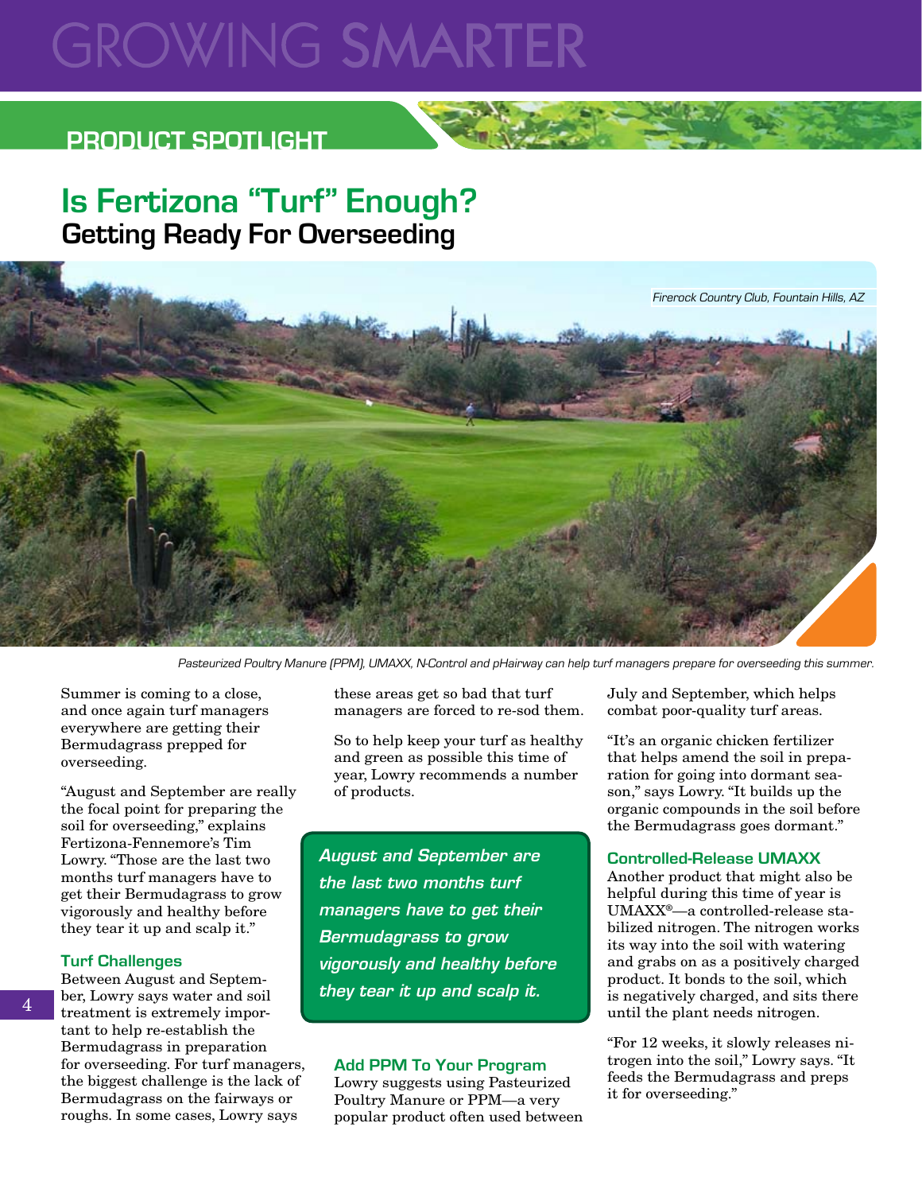## PRODUCT SPOTLIGHT

# Is Fertizona "Turf" Enough?

## Getting Ready For Overseeding

Firerock Country Club, Fountain Hills, AZ

Pasteurized Poultry Manure (PPM), UMAXX, N-Control and pHairway can help turf managers prepare for overseeding this summer.

Summer is coming to a close, and once again turf managers everywhere are getting their Bermudagrass prepped for overseeding.

"August and September are really the focal point for preparing the soil for overseeding," explains Fertizona-Fennemore's Tim Lowry. "Those are the last two months turf managers have to get their Bermudagrass to grow vigorously and healthy before they tear it up and scalp it."

### Turf Challenges

Between August and September, Lowry says water and soil treatment is extremely important to help re-establish the Bermudagrass in preparation for overseeding. For turf managers, the biggest challenge is the lack of Bermudagrass on the fairways or roughs. In some cases, Lowry says these areas get so bad that turf managers are forced to re-sod them.

So to help keep your turf as healthy and green as possible this time of year, Lowry recommends a number of products.

> ***August and September are the last two months turf managers have to get their Bermudagrass to grow vigorously and healthy before they tear it up and scalp it.***

### Add PPM To Your Program

Lowry suggests using Pasteurized Poultry Manure or PPM—a very popular product often used between July and September, which helps combat poor-quality turf areas.

"It's an organic chicken fertilizer that helps amend the soil in preparation for going into dormant season," says Lowry. "It builds up the organic compounds in the soil before the Bermudagrass goes dormant."

### Controlled-Release UMAXX

Another product that might also be helpful during this time of year is UMAXX®—a controlled-release stabilized nitrogen. The nitrogen works its way into the soil with watering and grabs on as a positively charged product. It bonds to the soil, which is negatively charged, and sits there until the plant needs nitrogen.

"For 12 weeks, it slowly releases nitrogen into the soil," Lowry says. "It feeds the Bermudagrass and preps it for overseeding."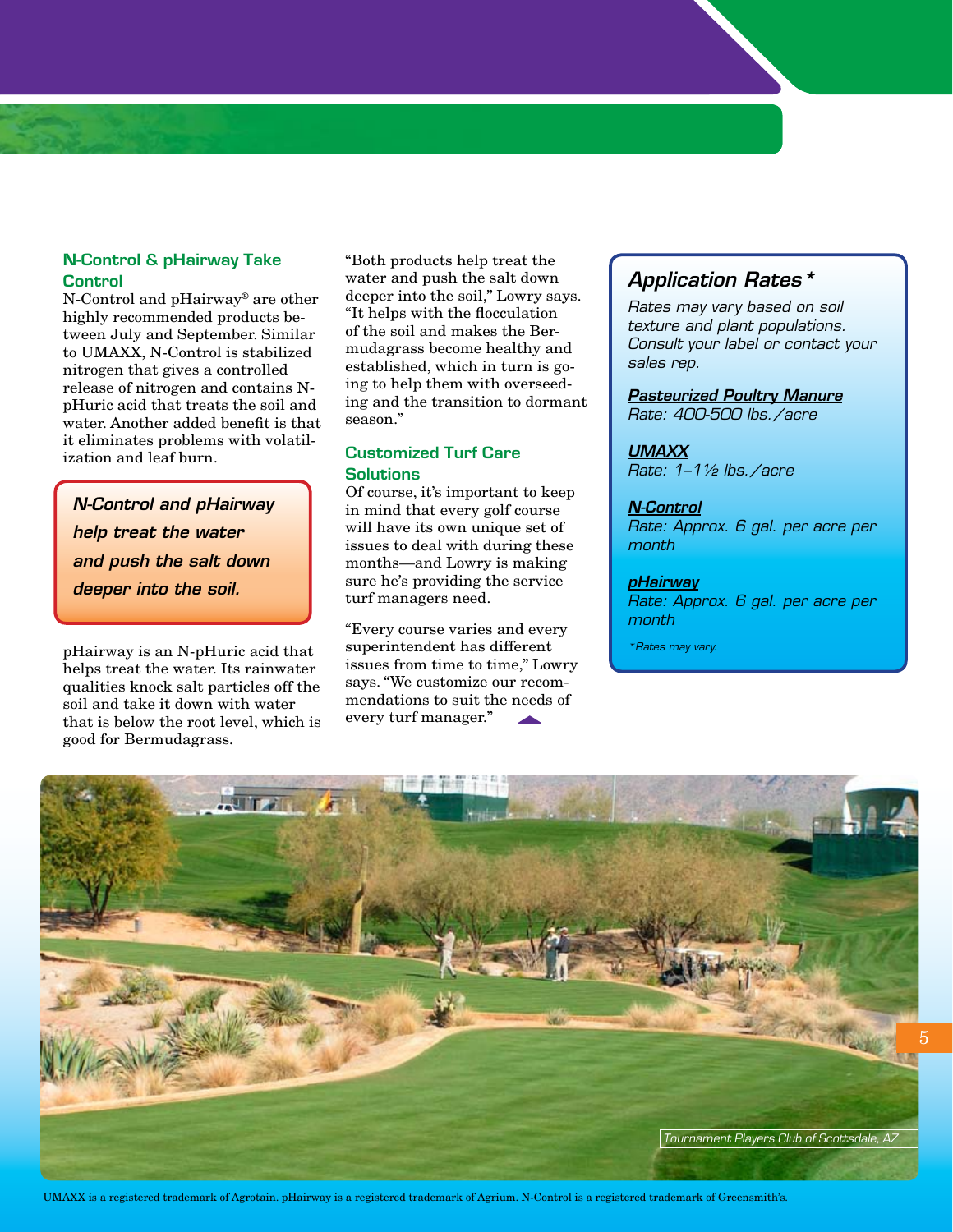### N-Control & pHairway Take Control

N-Control and pHairway® are other highly recommended products between July and September. Similar to UMAXX, N-Control is stabilized nitrogen that gives a controlled release of nitrogen and contains N-pHuric acid that treats the soil and water. Another added benefit is that it eliminates problems with volatilization and leaf burn.

> ***N-Control and pHairway help treat the water and push the salt down deeper into the soil.***

pHairway is an N-pHuric acid that helps treat the water. Its rainwater qualities knock salt particles off the soil and take it down with water that is below the root level, which is good for Bermudagrass.

"Both products help treat the water and push the salt down deeper into the soil," Lowry says. "It helps with the flocculation of the soil and makes the Bermudagrass become healthy and established, which in turn is going to help them with overseeding and the transition to dormant season."

### Customized Turf Care Solutions

Of course, it's important to keep in mind that every golf course will have its own unique set of issues to deal with during these months—and Lowry is making sure he's providing the service turf managers need.

"Every course varies and every superintendent has different issues from time to time," Lowry says. "We customize our recommendations to suit the needs of every turf manager."

## *Application Rates\**

*Rates may vary based on soil texture and plant populations. Consult your label or contact your sales rep.*

***Pasteurized Poultry Manure***
*Rate: 400-500 lbs./acre*

***UMAXX***
*Rate: 1–1½ lbs./acre*

***N-Control***
*Rate: Approx. 6 gal. per acre per month*

***pHairway***
*Rate: Approx. 6 gal. per acre per month*

*\*Rates may vary.*

*Tournament Players Club of Scottsdale, AZ*

UMAXX is a registered trademark of Agrotain. pHairway is a registered trademark of Agrium. N-Control is a registered trademark of Greensmith's.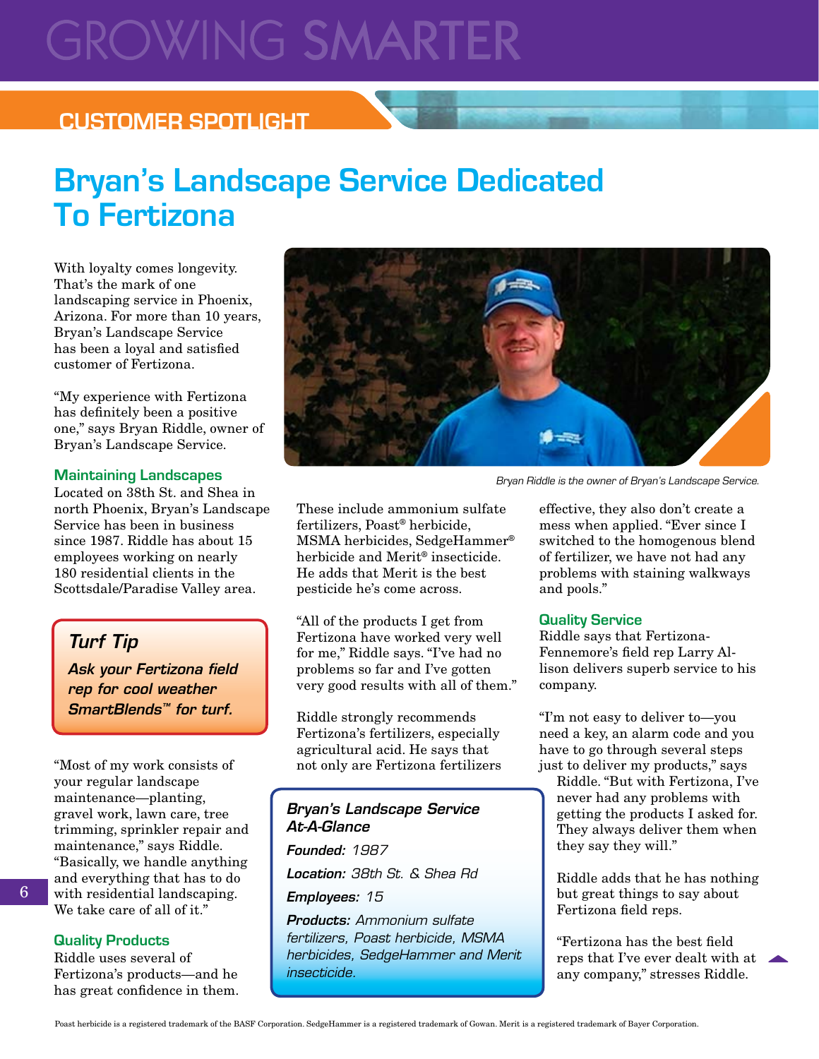# GROWING SMARTER

## CUSTOMER SPOTLIGHT

# Bryan's Landscape Service Dedicated To Fertizona

With loyalty comes longevity. That's the mark of one landscaping service in Phoenix, Arizona. For more than 10 years, Bryan's Landscape Service has been a loyal and satisfied customer of Fertizona.

"My experience with Fertizona has definitely been a positive one," says Bryan Riddle, owner of Bryan's Landscape Service.

*Bryan Riddle is the owner of Bryan's Landscape Service.*

### Maintaining Landscapes

Located on 38th St. and Shea in north Phoenix, Bryan's Landscape Service has been in business since 1987. Riddle has about 15 employees working on nearly 180 residential clients in the Scottsdale/Paradise Valley area.

> ***Turf Tip***
>
> ***Ask your Fertizona field rep for cool weather SmartBlends™ for turf.***

"Most of my work consists of your regular landscape maintenance—planting, gravel work, lawn care, tree trimming, sprinkler repair and maintenance," says Riddle. "Basically, we handle anything and everything that has to do with residential landscaping. We take care of all of it."

### Quality Products

Riddle uses several of Fertizona's products—and he has great confidence in them. These include ammonium sulfate fertilizers, Poast® herbicide, MSMA herbicides, SedgeHammer® herbicide and Merit® insecticide. He adds that Merit is the best pesticide he's come across.

"All of the products I get from Fertizona have worked very well for me," Riddle says. "I've had no problems so far and I've gotten very good results with all of them."

Riddle strongly recommends Fertizona's fertilizers, especially agricultural acid. He says that not only are Fertizona fertilizers effective, they also don't create a mess when applied. "Ever since I switched to the homogenous blend of fertilizer, we have not had any problems with staining walkways and pools."

> ***Bryan's Landscape Service At-A-Glance***
>
> ***Founded:*** *1987*
>
> ***Location:*** *38th St. & Shea Rd*
>
> ***Employees:*** *15*
>
> ***Products:*** *Ammonium sulfate fertilizers, Poast herbicide, MSMA herbicides, SedgeHammer and Merit insecticide.*

### Quality Service

Riddle says that Fertizona-Fennemore's field rep Larry Allison delivers superb service to his company.

"I'm not easy to deliver to—you need a key, an alarm code and you have to go through several steps just to deliver my products," says Riddle. "But with Fertizona, I've never had any problems with getting the products I asked for. They always deliver them when they say they will."

Riddle adds that he has nothing but great things to say about Fertizona field reps.

"Fertizona has the best field reps that I've ever dealt with at any company," stresses Riddle.

Poast herbicide is a registered trademark of the BASF Corporation. SedgeHammer is a registered trademark of Gowan. Merit is a registered trademark of Bayer Corporation.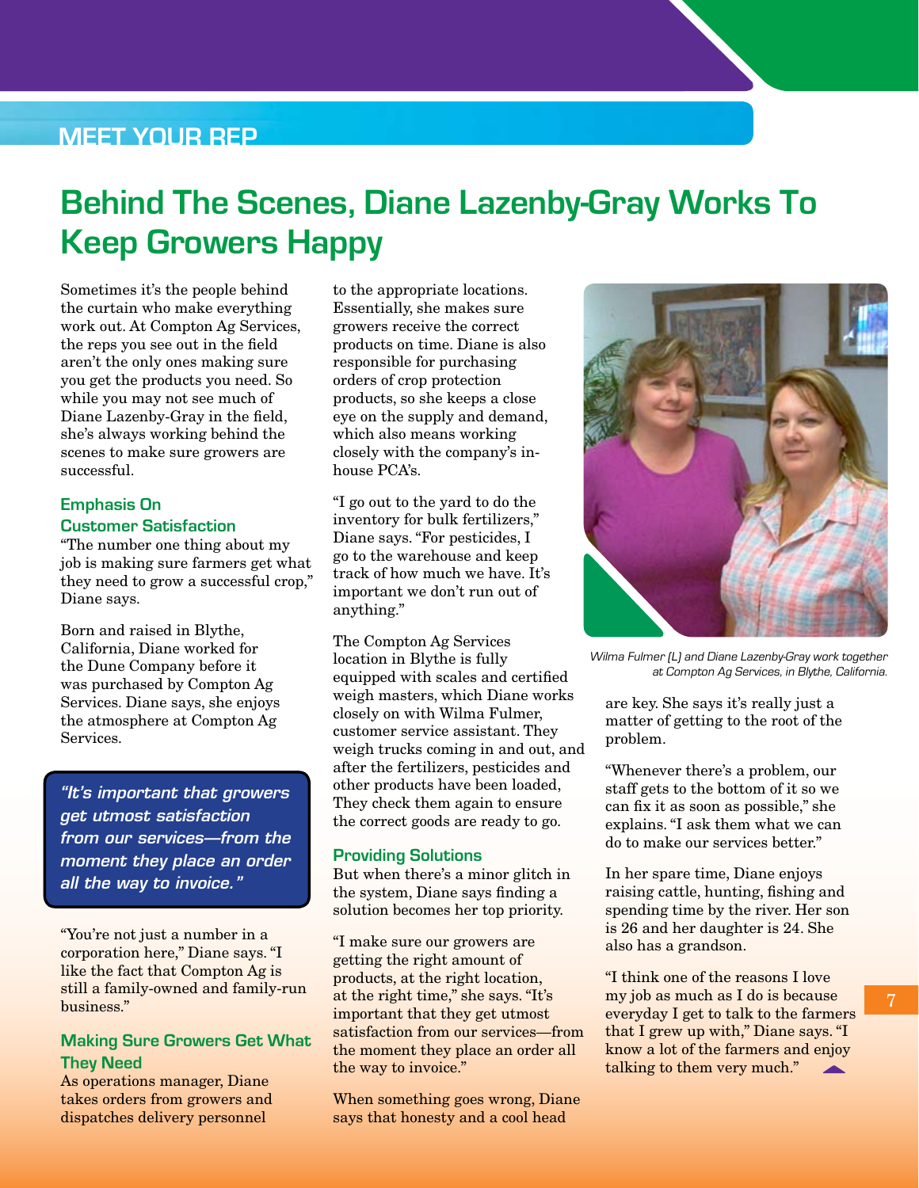MEET YOUR REP

# Behind The Scenes, Diane Lazenby-Gray Works To Keep Growers Happy

Sometimes it's the people behind the curtain who make everything work out. At Compton Ag Services, the reps you see out in the field aren't the only ones making sure you get the products you need. So while you may not see much of Diane Lazenby-Gray in the field, she's always working behind the scenes to make sure growers are successful.

### Emphasis On Customer Satisfaction

"The number one thing about my job is making sure farmers get what they need to grow a successful crop," Diane says.

Born and raised in Blythe, California, Diane worked for the Dune Company before it was purchased by Compton Ag Services. Diane says, she enjoys the atmosphere at Compton Ag Services.

> *"It's important that growers get utmost satisfaction from our services—from the moment they place an order all the way to invoice."*

"You're not just a number in a corporation here," Diane says. "I like the fact that Compton Ag is still a family-owned and family-run business."

### Making Sure Growers Get What They Need

As operations manager, Diane takes orders from growers and dispatches delivery personnel to the appropriate locations. Essentially, she makes sure growers receive the correct products on time. Diane is also responsible for purchasing orders of crop protection products, so she keeps a close eye on the supply and demand, which also means working closely with the company's in-house PCA's.

"I go out to the yard to do the inventory for bulk fertilizers," Diane says. "For pesticides, I go to the warehouse and keep track of how much we have. It's important we don't run out of anything."

The Compton Ag Services location in Blythe is fully equipped with scales and certified weigh masters, which Diane works closely on with Wilma Fulmer, customer service assistant. They weigh trucks coming in and out, and after the fertilizers, pesticides and other products have been loaded, They check them again to ensure the correct goods are ready to go.

### Providing Solutions

But when there's a minor glitch in the system, Diane says finding a solution becomes her top priority.

"I make sure our growers are getting the right amount of products, at the right location, at the right time," she says. "It's important that they get utmost satisfaction from our services—from the moment they place an order all the way to invoice."

When something goes wrong, Diane says that honesty and a cool head are key. She says it's really just a matter of getting to the root of the problem.

*Wilma Fulmer (L) and Diane Lazenby-Gray work together at Compton Ag Services, in Blythe, California.*

"Whenever there's a problem, our staff gets to the bottom of it so we can fix it as soon as possible," she explains. "I ask them what we can do to make our services better."

In her spare time, Diane enjoys raising cattle, hunting, fishing and spending time by the river. Her son is 26 and her daughter is 24. She also has a grandson.

"I think one of the reasons I love my job as much as I do is because everyday I get to talk to the farmers that I grew up with," Diane says. "I know a lot of the farmers and enjoy talking to them very much."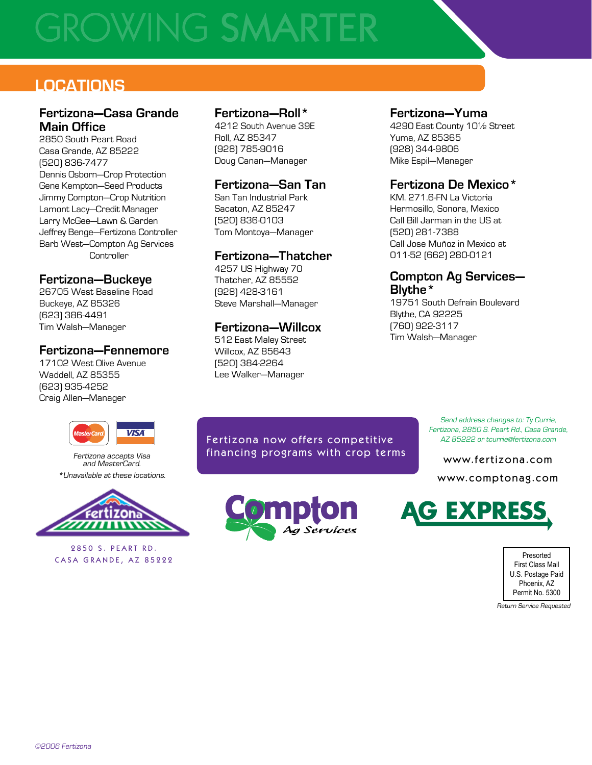# GROWING SMARTER

## LOCATIONS

### Fertizona—Casa Grande Main Office
2850 South Peart Road
Casa Grande, AZ 85222
(520) 836-7477
Dennis Osborn—Crop Protection
Gene Kempton—Seed Products
Jimmy Compton—Crop Nutrition
Lamont Lacy—Credit Manager
Larry McGee—Lawn & Garden
Jeffrey Benge—Fertizona Controller
Barb West—Compton Ag Services Controller

### Fertizona—Buckeye
26705 West Baseline Road
Buckeye, AZ 85326
(623) 386-4491
Tim Walsh—Manager

### Fertizona—Fennemore
17102 West Olive Avenue
Waddell, AZ 85355
(623) 935-4252
Craig Allen—Manager

### Fertizona—Roll*
4212 South Avenue 39E
Roll, AZ 85347
(928) 785-9016
Doug Canan—Manager

### Fertizona—San Tan
San Tan Industrial Park
Sacaton, AZ 85247
(520) 836-0103
Tom Montoya—Manager

### Fertizona—Thatcher
4257 US Highway 70
Thatcher, AZ 85552
(928) 428-3161
Steve Marshall—Manager

### Fertizona—Willcox
512 East Maley Street
Willcox, AZ 85643
(520) 384-2264
Lee Walker—Manager

### Fertizona—Yuma
4290 East County 10½ Street
Yuma, AZ 85365
(928) 344-9806
Mike Espil—Manager

### Fertizona De Mexico*
KM. 271.6-FN La Victoria
Hermosillo, Sonora, Mexico
Call Bill Jarman in the US at
(520) 281-7388
Call Jose Muñoz in Mexico at
011-52 (662) 280-0121

### Compton Ag Services—Blythe*
19751 South Defrain Boulevard
Blythe, CA 92225
(760) 922-3117
Tim Walsh—Manager

MasterCard VISA

*Fertizona accepts Visa and MasterCard.*

*\*Unavailable at these locations.*

Fertizona now offers competitive financing programs with crop terms

*Send address changes to: Ty Currie, Fertizona, 2850 S. Peart Rd., Casa Grande, AZ 85222 or tcurrie@fertizona.com*

www.fertizona.com

www.comptonag.com

Fertizona

2850 S. PEART RD.
CASA GRANDE, AZ 85222

Compton Ag Services

AG EXPRESS

Presorted
First Class Mail
U.S. Postage Paid
Phoenix, AZ
Permit No. 5300

*Return Service Requested*

*©2006 Fertizona*